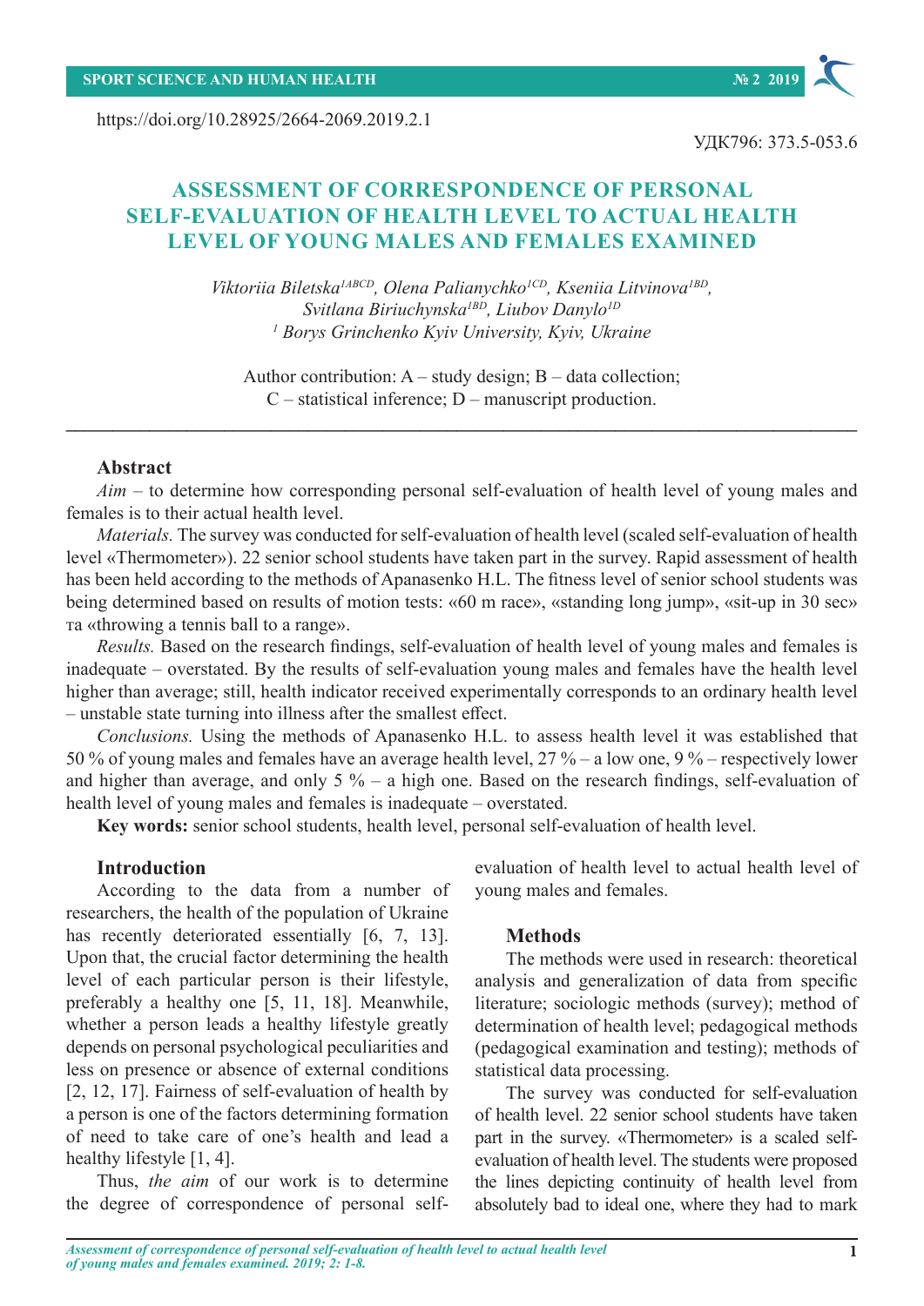https://doi.org/10.28925/2664-2069.2019.2.1

УДК796: 373.5-053.6

# ASSESSMENT OF CORRESPONDENCE OF PERSONAL SELF-EVALUATION OF HEALTH LEVEL TO ACTUAL HEALTH LEVEL OF YOUNG MALES AND FEMALES EXAMINED

*Viktoriia Biletska[1ABCD], Olena Palianychko[1CD], Kseniia Litvinova[1BD], Svitlana Biriuchynska[1BD], Liubov Danylo[1D]*
*[1] Borys Grinchenko Kyiv University, Kyiv, Ukraine*

Author contribution: A – study design; B – data collection; C – statistical inference; D – manuscript production.

---

## Abstract

*Aim* – to determine how corresponding personal self-evaluation of health level of young males and females is to their actual health level.

*Materials.* The survey was conducted for self-evaluation of health level (scaled self-evaluation of health level «Thermometer»). 22 senior school students have taken part in the survey. Rapid assessment of health has been held according to the methods of Apanasenko H.L. The fitness level of senior school students was being determined based on results of motion tests: «60 m race», «standing long jump», «sit-up in 30 sec» та «throwing a tennis ball to a range».

*Results.* Based on the research findings, self-evaluation of health level of young males and females is inadequate – overstated. By the results of self-evaluation young males and females have the health level higher than average; still, health indicator received experimentally corresponds to an ordinary health level – unstable state turning into illness after the smallest effect.

*Conclusions.* Using the methods of Apanasenko H.L. to assess health level it was established that 50 % of young males and females have an average health level, 27 % – a low one, 9 % – respectively lower and higher than average, and only 5 % – a high one. Based on the research findings, self-evaluation of health level of young males and females is inadequate – overstated.

**Key words:** senior school students, health level, personal self-evaluation of health level.

## Introduction

According to the data from a number of researchers, the health of the population of Ukraine has recently deteriorated essentially [6, 7, 13]. Upon that, the crucial factor determining the health level of each particular person is their lifestyle, preferably a healthy one [5, 11, 18]. Meanwhile, whether a person leads a healthy lifestyle greatly depends on personal psychological peculiarities and less on presence or absence of external conditions [2, 12, 17]. Fairness of self-evaluation of health by a person is one of the factors determining formation of need to take care of one's health and lead a healthy lifestyle [1, 4].

Thus, *the aim* of our work is to determine the degree of correspondence of personal self-evaluation of health level to actual health level of young males and females.

## Methods

The methods were used in research: theoretical analysis and generalization of data from specific literature; sociologic methods (survey); method of determination of health level; pedagogical methods (pedagogical examination and testing); methods of statistical data processing.

The survey was conducted for self-evaluation of health level. 22 senior school students have taken part in the survey. «Thermometer» is a scaled self-evaluation of health level. The students were proposed the lines depicting continuity of health level from absolutely bad to ideal one, where they had to mark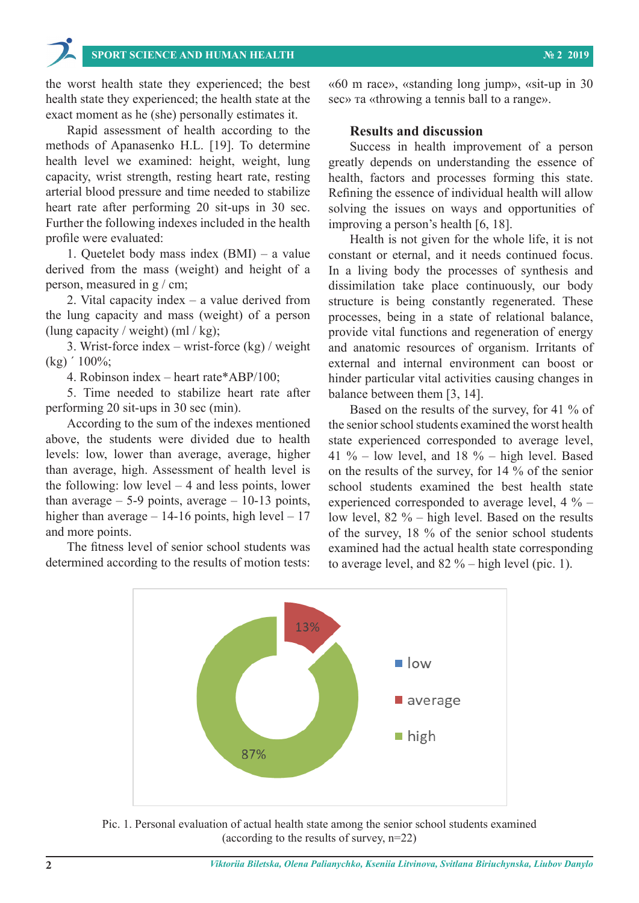the worst health state they experienced; the best health state they experienced; the health state at the exact moment as he (she) personally estimates it.

Rapid assessment of health according to the methods of Apanasenko H.L. [19]. To determine health level we examined: height, weight, lung capacity, wrist strength, resting heart rate, resting arterial blood pressure and time needed to stabilize heart rate after performing 20 sit-ups in 30 sec. Further the following indexes included in the health profile were evaluated:

1. Quetelet body mass index (BMI) – a value derived from the mass (weight) and height of a person, measured in g / cm;

2. Vital capacity index – a value derived from the lung capacity and mass (weight) of a person (lung capacity / weight) (ml / kg);

3. Wrist-force index – wrist-force (kg) / weight (kg) ´ 100%;

4. Robinson index – heart rate*ABP/100;

5. Time needed to stabilize heart rate after performing 20 sit-ups in 30 sec (min).

According to the sum of the indexes mentioned above, the students were divided due to health levels: low, lower than average, average, higher than average, high. Assessment of health level is the following: low level – 4 and less points, lower than average – 5-9 points, average – 10-13 points, higher than average – 14-16 points, high level – 17 and more points.

The fitness level of senior school students was determined according to the results of motion tests: «60 m race», «standing long jump», «sit-up in 30 sec» та «throwing a tennis ball to a range».

## Results and discussion

Success in health improvement of a person greatly depends on understanding the essence of health, factors and processes forming this state. Refining the essence of individual health will allow solving the issues on ways and opportunities of improving a person's health [6, 18].

Health is not given for the whole life, it is not constant or eternal, and it needs continued focus. In a living body the processes of synthesis and dissimilation take place continuously, our body structure is being constantly regenerated. These processes, being in a state of relational balance, provide vital functions and regeneration of energy and anatomic resources of organism. Irritants of external and internal environment can boost or hinder particular vital activities causing changes in balance between them [3, 14].

Based on the results of the survey, for 41 % of the senior school students examined the worst health state experienced corresponded to average level, 41 % – low level, and 18 % – high level. Based on the results of the survey, for 14 % of the senior school students examined the best health state experienced corresponded to average level, 4 % – low level, 82 % – high level. Based on the results of the survey, 18 % of the senior school students examined had the actual health state corresponding to average level, and 82 % – high level (pic. 1).

13%

87%

low

average

high

Pic. 1. Personal evaluation of actual health state among the senior school students examined (according to the results of survey, n=22)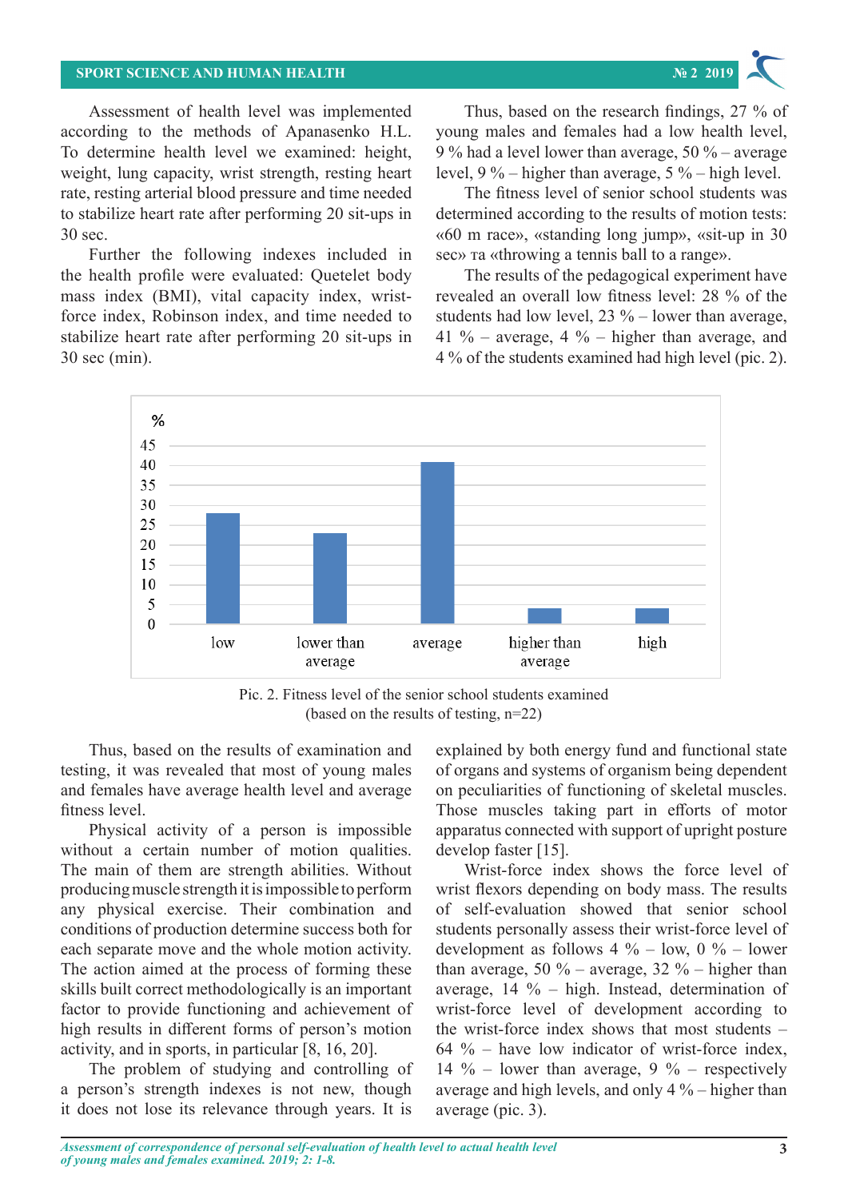Assessment of health level was implemented according to the methods of Apanasenko H.L. To determine health level we examined: height, weight, lung capacity, wrist strength, resting heart rate, resting arterial blood pressure and time needed to stabilize heart rate after performing 20 sit-ups in 30 sec.

Further the following indexes included in the health profile were evaluated: Quetelet body mass index (BMI), vital capacity index, wrist-force index, Robinson index, and time needed to stabilize heart rate after performing 20 sit-ups in 30 sec (min).

Thus, based on the research findings, 27 % of young males and females had a low health level, 9 % had a level lower than average, 50 % – average level, 9 % – higher than average, 5 % – high level.

The fitness level of senior school students was determined according to the results of motion tests: «60 m race», «standing long jump», «sit-up in 30 sec» та «throwing a tennis ball to a range».

The results of the pedagogical experiment have revealed an overall low fitness level: 28 % of the students had low level, 23 % – lower than average, 41 % – average, 4 % – higher than average, and 4 % of the students examined had high level (pic. 2).

%
45
40
35
30
25
20
15
10
5
0
low
lower than average
average
higher than average
high

Pic. 2. Fitness level of the senior school students examined
(based on the results of testing, n=22)

Thus, based on the results of examination and testing, it was revealed that most of young males and females have average health level and average fitness level.

Physical activity of a person is impossible without a certain number of motion qualities. The main of them are strength abilities. Without producing muscle strength it is impossible to perform any physical exercise. Their combination and conditions of production determine success both for each separate move and the whole motion activity. The action aimed at the process of forming these skills built correct methodologically is an important factor to provide functioning and achievement of high results in different forms of person's motion activity, and in sports, in particular [8, 16, 20].

The problem of studying and controlling of a person's strength indexes is not new, though it does not lose its relevance through years. It is explained by both energy fund and functional state of organs and systems of organism being dependent on peculiarities of functioning of skeletal muscles. Those muscles taking part in efforts of motor apparatus connected with support of upright posture develop faster [15].

Wrist-force index shows the force level of wrist flexors depending on body mass. The results of self-evaluation showed that senior school students personally assess their wrist-force level of development as follows 4 % – low, 0 % – lower than average, 50 % – average, 32 % – higher than average, 14 % – high. Instead, determination of wrist-force level of development according to the wrist-force index shows that most students – 64 % – have low indicator of wrist-force index, 14 % – lower than average, 9 % – respectively average and high levels, and only 4 % – higher than average (pic. 3).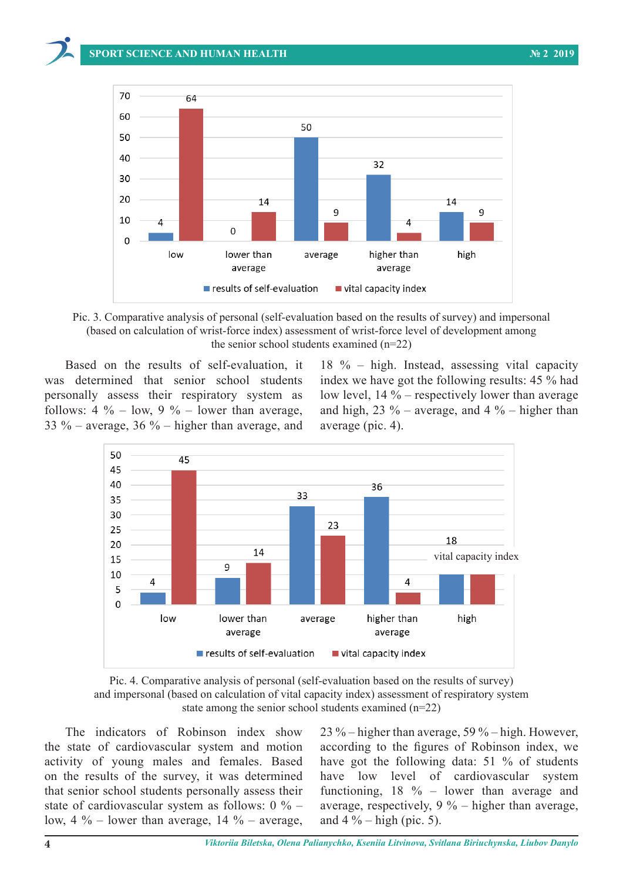70
60
50
40
30
20
10
0

64
4
0
14
50
9
32
4
14
9

low
lower than average
average
higher than average
high

results of self-evaluation
vital capacity index

Pic. 3. Comparative analysis of personal (self-evaluation based on the results of survey) and impersonal (based on calculation of wrist-force index) assessment of wrist-force level of development among the senior school students examined (n=22)

Based on the results of self-evaluation, it was determined that senior school students personally assess their respiratory system as follows: 4 % – low, 9 % – lower than average, 33 % – average, 36 % – higher than average, and 18 % – high. Instead, assessing vital capacity index we have got the following results: 45 % had low level, 14 % – respectively lower than average and high, 23 % – average, and 4 % – higher than average (pic. 4).

50
45
40
35
30
25
20
15
10
5
0

4
45
9
14
33
23
36
4
18
vital capacity index

low
lower than average
average
higher than average
high

results of self-evaluation
vital capacity index

Pic. 4. Comparative analysis of personal (self-evaluation based on the results of survey) and impersonal (based on calculation of vital capacity index) assessment of respiratory system state among the senior school students examined (n=22)

The indicators of Robinson index show the state of cardiovascular system and motion activity of young males and females. Based on the results of the survey, it was determined that senior school students personally assess their state of cardiovascular system as follows: 0 % – low, 4 % – lower than average, 14 % – average, 23 % – higher than average, 59 % – high. However, according to the figures of Robinson index, we have got the following data: 51 % of students have low level of cardiovascular system functioning, 18 % – lower than average and average, respectively, 9 % – higher than average, and 4 % – high (pic. 5).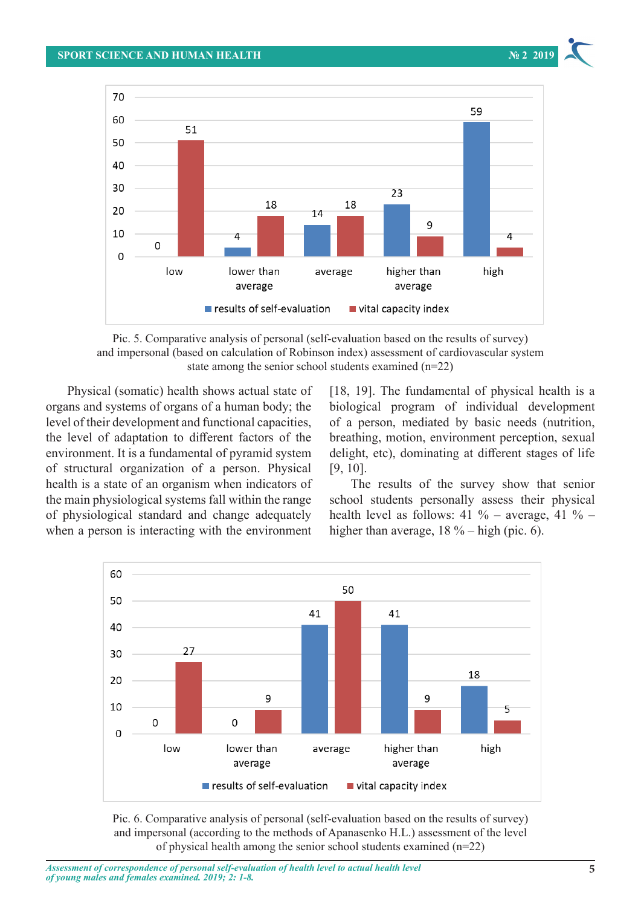70
60
50
40
30
20
10
0

0
51
4
18
14
18
23
9
59
4

low
lower than average
average
higher than average
high

results of self-evaluation
vital capacity index

Pic. 5. Comparative analysis of personal (self-evaluation based on the results of survey) and impersonal (based on calculation of Robinson index) assessment of cardiovascular system state among the senior school students examined (n=22)

Physical (somatic) health shows actual state of organs and systems of organs of a human body; the level of their development and functional capacities, the level of adaptation to different factors of the environment. It is a fundamental of pyramid system of structural organization of a person. Physical health is a state of an organism when indicators of the main physiological systems fall within the range of physiological standard and change adequately when a person is interacting with the environment [18, 19]. The fundamental of physical health is a biological program of individual development of a person, mediated by basic needs (nutrition, breathing, motion, environment perception, sexual delight, etc), dominating at different stages of life [9, 10].

The results of the survey show that senior school students personally assess their physical health level as follows: 41 % – average, 41 % – higher than average, 18 % – high (pic. 6).

60
50
40
30
20
10
0

0
27
0
9
41
50
41
9
18
5

low
lower than average
average
higher than average
high

results of self-evaluation
vital capacity index

Pic. 6. Comparative analysis of personal (self-evaluation based on the results of survey) and impersonal (according to the methods of Apanasenko H.L.) assessment of the level of physical health among the senior school students examined (n=22)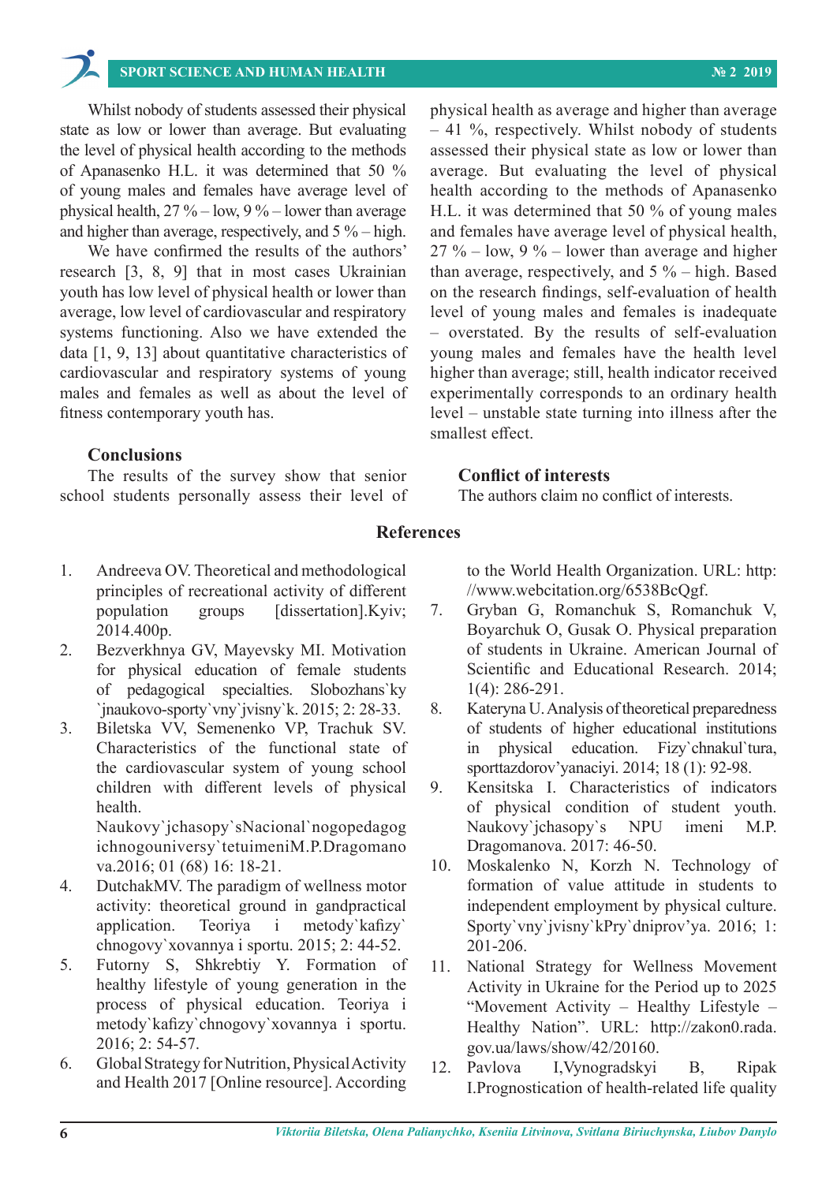Whilst nobody of students assessed their physical state as low or lower than average. But evaluating the level of physical health according to the methods of Apanasenko H.L. it was determined that 50 % of young males and females have average level of physical health, 27 % – low, 9 % – lower than average and higher than average, respectively, and 5 % – high.

We have confirmed the results of the authors' research [3, 8, 9] that in most cases Ukrainian youth has low level of physical health or lower than average, low level of cardiovascular and respiratory systems functioning. Also we have extended the data [1, 9, 13] about quantitative characteristics of cardiovascular and respiratory systems of young males and females as well as about the level of fitness contemporary youth has.

## Conclusions

The results of the survey show that senior school students personally assess their level of physical health as average and higher than average – 41 %, respectively. Whilst nobody of students assessed their physical state as low or lower than average. But evaluating the level of physical health according to the methods of Apanasenko H.L. it was determined that 50 % of young males and females have average level of physical health, 27 % – low, 9 % – lower than average and higher than average, respectively, and 5 % – high. Based on the research findings, self-evaluation of health level of young males and females is inadequate – overstated. By the results of self-evaluation young males and females have the health level higher than average; still, health indicator received experimentally corresponds to an ordinary health level – unstable state turning into illness after the smallest effect.

## Conflict of interests

The authors claim no conflict of interests.

## References

1. Andreeva OV. Theoretical and methodological principles of recreational activity of different population groups [dissertation].Kyiv; 2014.400p.
2. Bezverkhnya GV, Mayevsky MI. Motivation for physical education of female students of pedagogical specialties. Slobozhans`ky `jnaukovo-sporty`vny`jvisny`k. 2015; 2: 28-33.
3. Biletska VV, Semenenko VP, Trachuk SV. Characteristics of the functional state of the cardiovascular system of young school children with different levels of physical health. Naukovy`jchasopy`sNacional`nogopedagog ichnogouniversy`tetuimeniM.P.Dragomanova.2016; 01 (68) 16: 18-21.
4. DutchakMV. The paradigm of wellness motor activity: theoretical ground in gandpractical application. Teoriya i metody`kafizy` chnogovy`xovannya i sportu. 2015; 2: 44-52.
5. Futorny S, Shkrebtiy Y. Formation of healthy lifestyle of young generation in the process of physical education. Teoriya i metody`kafizy`chnogovy`xovannya i sportu. 2016; 2: 54-57.
6. Global Strategy for Nutrition, Physical Activity and Health 2017 [Online resource]. According to the World Health Organization. URL: http://www.webcitation.org/6538BcQgf.
7. Gryban G, Romanchuk S, Romanchuk V, Boyarchuk O, Gusak O. Physical preparation of students in Ukraine. American Journal of Scientific and Educational Research. 2014; 1(4): 286-291.
8. Kateryna U. Analysis of theoretical preparedness of students of higher educational institutions in physical education. Fizy`chnakul`tura, sporttazdorov'yanaciyi. 2014; 18 (1): 92-98.
9. Kensitska I. Characteristics of indicators of physical condition of student youth. Naukovy`jchasopy`s NPU imeni M.P. Dragomanova. 2017: 46-50.
10. Moskalenko N, Korzh N. Technology of formation of value attitude in students to independent employment by physical culture. Sporty`vny`jvisny`kPry`dniprov'ya. 2016; 1: 201-206.
11. National Strategy for Wellness Movement Activity in Ukraine for the Period up to 2025 "Movement Activity – Healthy Lifestyle – Healthy Nation". URL: http://zakon0.rada.gov.ua/laws/show/42/20160.
12. Pavlova I,Vynogradskyi B, Ripak I.Prognostication of health-related life quality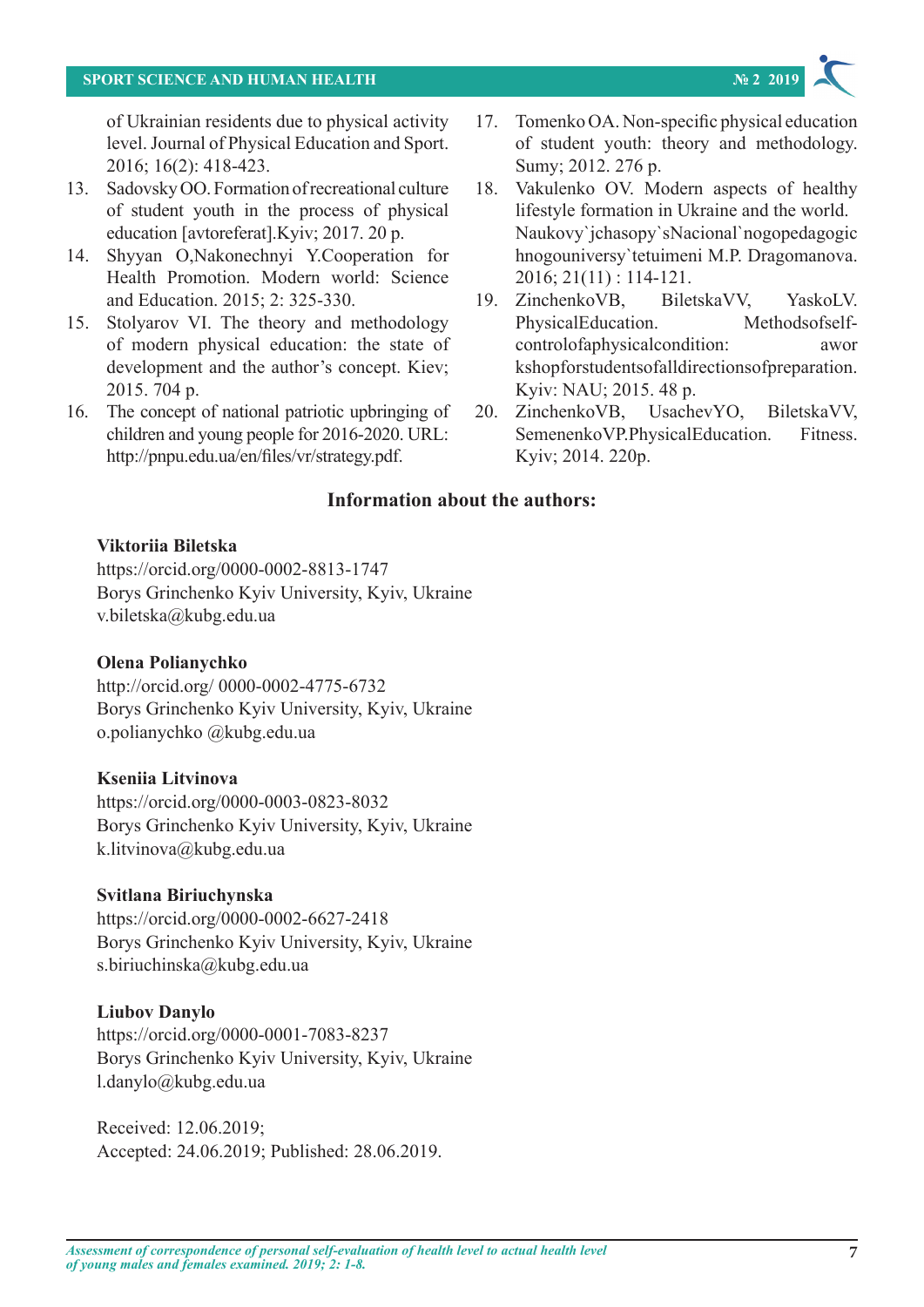of Ukrainian residents due to physical activity level. Journal of Physical Education and Sport. 2016; 16(2): 418-423.

13. Sadovsky OO. Formation of recreational culture of student youth in the process of physical education [avtoreferat].Kyiv; 2017. 20 p.
14. Shyyan O,Nakonechnyi Y.Cooperation for Health Promotion. Modern world: Science and Education. 2015; 2: 325-330.
15. Stolyarov VI. The theory and methodology of modern physical education: the state of development and the author's concept. Kiev; 2015. 704 p.
16. The concept of national patriotic upbringing of children and young people for 2016-2020. URL: http://pnpu.edu.ua/en/files/vr/strategy.pdf.
17. Tomenko OA. Non-specific physical education of student youth: theory and methodology. Sumy; 2012. 276 p.
18. Vakulenko OV. Modern aspects of healthy lifestyle formation in Ukraine and the world. Naukovy`jchasopy`sNacional`nogopedagogichnogouniversy`tetuimeni M.P. Dragomanova. 2016; 21(11) : 114-121.
19. ZinchenkoVB, BiletskaVV, YaskoLV. PhysicalEducation. Methodsofself-controlofaphysicalcondition: aworkshopforstudentsofalldirectionsofpreparation. Kyiv: NAU; 2015. 48 p.
20. ZinchenkoVB, UsachevYO, BiletskaVV, SemenenkoVP.PhysicalEducation. Fitness. Kyiv; 2014. 220p.

## Information about the authors:

**Viktoriia Biletska**
https://orcid.org/0000-0002-8813-1747
Borys Grinchenko Kyiv University, Kyiv, Ukraine
v.biletska@kubg.edu.ua

**Olena Polianychko**
http://orcid.org/ 0000-0002-4775-6732
Borys Grinchenko Kyiv University, Kyiv, Ukraine
o.polianychko @kubg.edu.ua

**Kseniia Litvinova**
https://orcid.org/0000-0003-0823-8032
Borys Grinchenko Kyiv University, Kyiv, Ukraine
k.litvinova@kubg.edu.ua

**Svitlana Biriuchynska**
https://orcid.org/0000-0002-6627-2418
Borys Grinchenko Kyiv University, Kyiv, Ukraine
s.biriuchinska@kubg.edu.ua

**Liubov Danylo**
https://orcid.org/0000-0001-7083-8237
Borys Grinchenko Kyiv University, Kyiv, Ukraine
l.danylo@kubg.edu.ua

Received: 12.06.2019;
Accepted: 24.06.2019; Published: 28.06.2019.